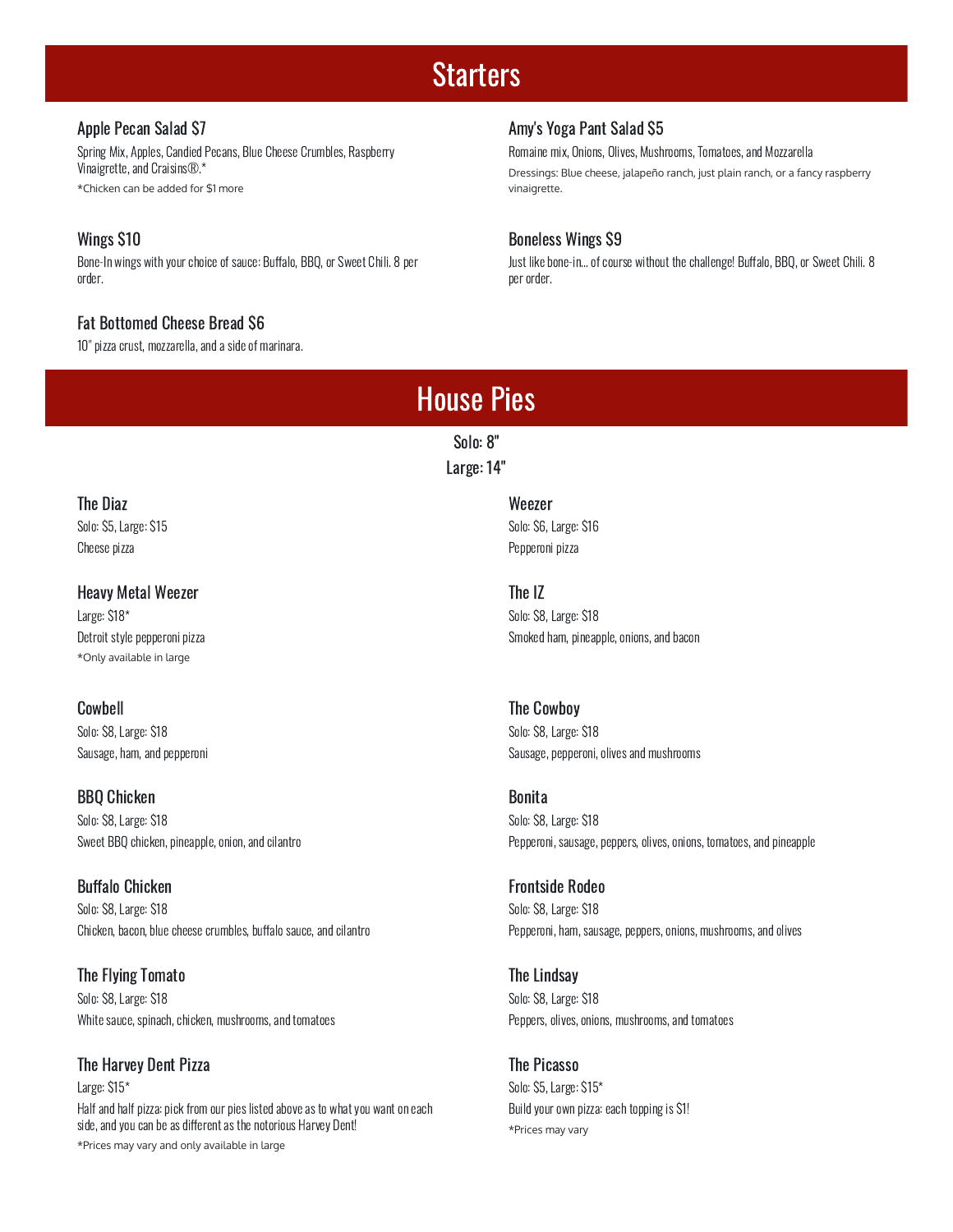# Starters

### Apple Pecan Salad $7

Spring Mix, Apples, Candied Pecans, Blue Cheese Crumbles, Raspberry Vinaigrette, and Craisins®.*

*Chicken can be added for $1 more

### Amy's Yoga Pant Salad $5

Romaine mix, Onions, Olives, Mushrooms, Tomatoes, and Mozzarella

Dressings: Blue cheese, jalapeño ranch, just plain ranch, or a fancy raspberry vinaigrette.

### Wings $10

Bone-In wings with your choice of sauce: Buffalo, BBQ, or Sweet Chili. 8 per order.

### Boneless Wings $9

Just like bone-in... of course without the challenge! Buffalo, BBQ, or Sweet Chili. 8 per order.

### Fat Bottomed Cheese Bread $6

10" pizza crust, mozzarella, and a side of marinara.

# House Pies

Solo: 8"

Large: 14"

### The Diaz

Solo: $5, Large: $15

Cheese pizza

### Weezer

Solo: $6, Large: $16

Pepperoni pizza

### Heavy Metal Weezer

Large: $18*

Detroit style pepperoni pizza

*Only available in large

### The IZ

Solo: $8, Large: $18

Smoked ham, pineapple, onions, and bacon

### Cowbell

Solo: $8, Large: $18

Sausage, ham, and pepperoni

### The Cowboy

Solo: $8, Large: $18

Sausage, pepperoni, olives and mushrooms

### BBQ Chicken

Solo: $8, Large: $18

Sweet BBQ chicken, pineapple, onion, and cilantro

### Bonita

Solo: $8, Large: $18

Pepperoni, sausage, peppers, olives, onions, tomatoes, and pineapple

### Buffalo Chicken

Solo: $8, Large: $18

Chicken, bacon, blue cheese crumbles, buffalo sauce, and cilantro

### Frontside Rodeo

Solo: $8, Large: $18

Pepperoni, ham, sausage, peppers, onions, mushrooms, and olives

### The Flying Tomato

Solo: $8, Large: $18

White sauce, spinach, chicken, mushrooms, and tomatoes

### The Lindsay

Solo: $8, Large: $18

Peppers, olives, onions, mushrooms, and tomatoes

### The Harvey Dent Pizza

Large: $15*

Half and half pizza: pick from our pies listed above as to what you want on each side, and you can be as different as the notorious Harvey Dent!

*Prices may vary and only available in large

### The Picasso

Solo: $5, Large: $15*

Build your own pizza: each topping is $1!

*Prices may vary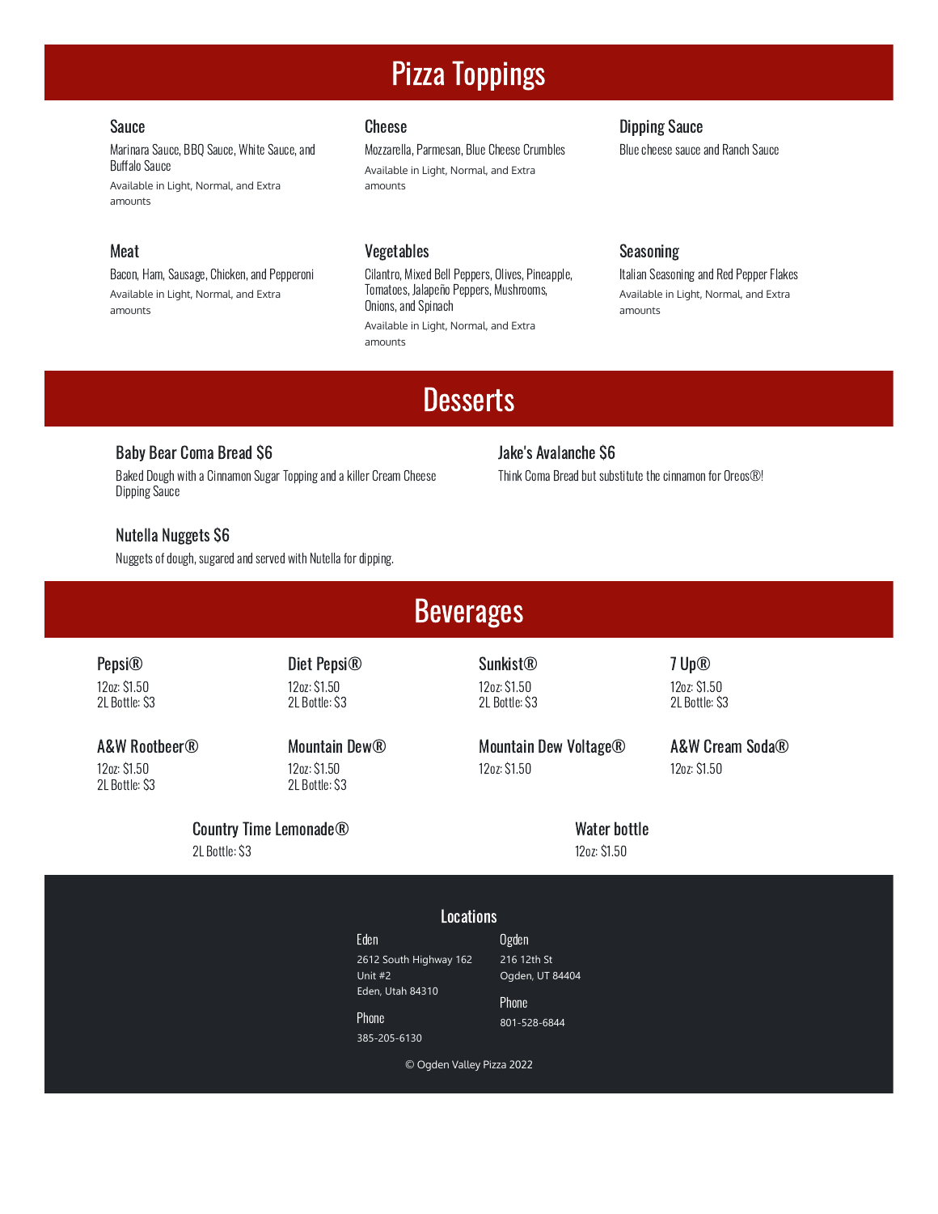# Pizza Toppings

### Sauce

Marinara Sauce, BBQ Sauce, White Sauce, and Buffalo Sauce

Available in Light, Normal, and Extra amounts

### Cheese

Mozzarella, Parmesan, Blue Cheese Crumbles

Available in Light, Normal, and Extra amounts

### Dipping Sauce

Blue cheese sauce and Ranch Sauce

### Meat

Bacon, Ham, Sausage, Chicken, and Pepperoni

Available in Light, Normal, and Extra amounts

### Vegetables

Cilantro, Mixed Bell Peppers, Olives, Pineapple, Tomatoes, Jalapeño Peppers, Mushrooms, Onions, and Spinach

Available in Light, Normal, and Extra amounts

### Seasoning

Italian Seasoning and Red Pepper Flakes

Available in Light, Normal, and Extra amounts

# Desserts

### Baby Bear Coma Bread $6

Baked Dough with a Cinnamon Sugar Topping and a killer Cream Cheese Dipping Sauce

### Jake's Avalanche $6

Think Coma Bread but substitute the cinnamon for Oreos®!

### Nutella Nuggets $6

Nuggets of dough, sugared and served with Nutella for dipping.

# Beverages

### Pepsi®

12oz: $1.50
2L Bottle: $3

### Diet Pepsi®

12oz: $1.50
2L Bottle: $3

### Sunkist®

12oz: $1.50
2L Bottle: $3

### 7 Up®

12oz: $1.50
2L Bottle: $3

### A&W Rootbeer®

12oz: $1.50
2L Bottle: $3

### Mountain Dew®

12oz: $1.50
2L Bottle: $3

### Mountain Dew Voltage®

12oz: $1.50

### A&W Cream Soda®

12oz: $1.50

### Country Time Lemonade®

2L Bottle: $3

### Water bottle

12oz: $1.50

## Locations

### Eden

2612 South Highway 162
Unit #2
Eden, Utah 84310

### Phone

385-205-6130

### Ogden

216 12th St
Ogden, UT 84404

### Phone

801-528-6844

© Ogden Valley Pizza 2022